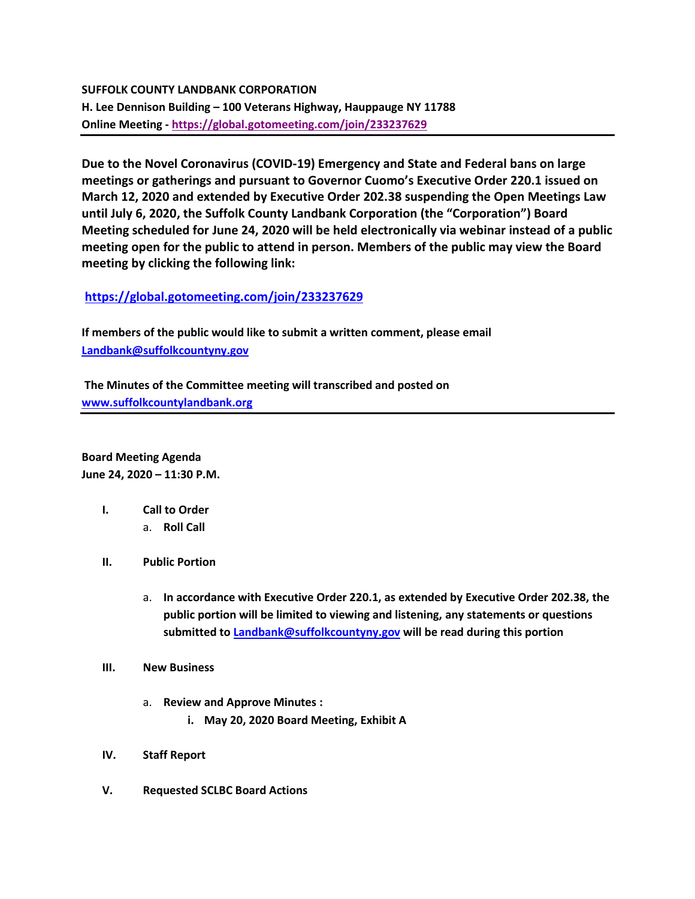**SUFFOLK COUNTY LANDBANK CORPORATION**
**H. Lee Dennison Building – 100 Veterans Highway, Hauppauge NY 11788**
**Online Meeting - https://global.gotomeeting.com/join/233237629**

---

**Due to the Novel Coronavirus (COVID-19) Emergency and State and Federal bans on large meetings or gatherings and pursuant to Governor Cuomo's Executive Order 220.1 issued on March 12, 2020 and extended by Executive Order 202.38 suspending the Open Meetings Law until July 6, 2020, the Suffolk County Landbank Corporation (the "Corporation") Board Meeting scheduled for June 24, 2020 will be held electronically via webinar instead of a public meeting open for the public to attend in person. Members of the public may view the Board meeting by clicking the following link:**

**https://global.gotomeeting.com/join/233237629**

**If members of the public would like to submit a written comment, please email Landbank@suffolkcountyny.gov**

**The Minutes of the Committee meeting will transcribed and posted on www.suffolkcountylandbank.org**

---

**Board Meeting Agenda**
**June 24, 2020 – 11:30 P.M.**

- **I. Call to Order**
  - a. **Roll Call**

- **II. Public Portion**
  - a. **In accordance with Executive Order 220.1, as extended by Executive Order 202.38, the public portion will be limited to viewing and listening, any statements or questions submitted to Landbank@suffolkcountyny.gov will be read during this portion**

- **III. New Business**
  - a. **Review and Approve Minutes :**
    - i. **May 20, 2020 Board Meeting, Exhibit A**

- **IV. Staff Report**

- **V. Requested SCLBC Board Actions**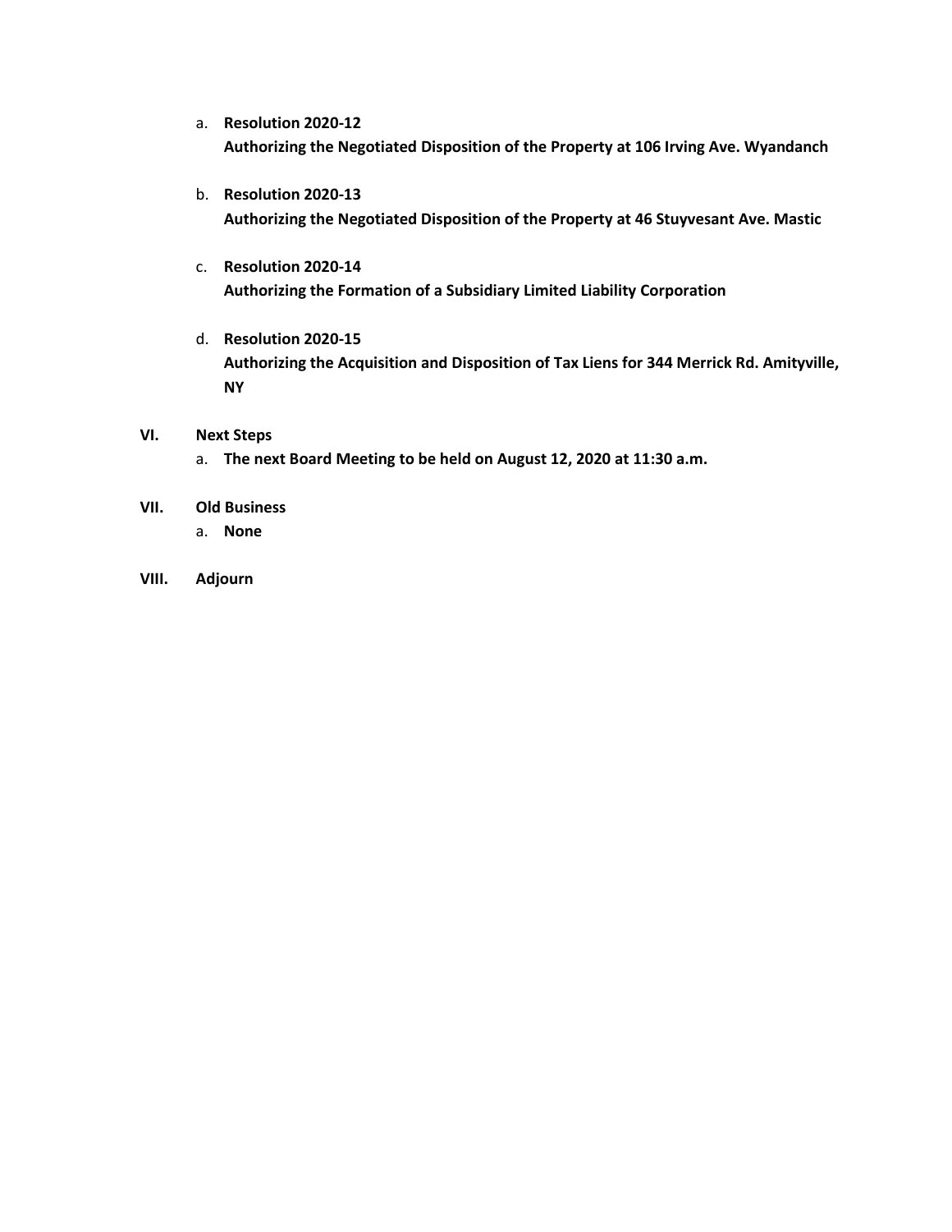a. **Resolution 2020-12**
   **Authorizing the Negotiated Disposition of the Property at 106 Irving Ave. Wyandanch**

b. **Resolution 2020-13**
   **Authorizing the Negotiated Disposition of the Property at 46 Stuyvesant Ave. Mastic**

c. **Resolution 2020-14**
   **Authorizing the Formation of a Subsidiary Limited Liability Corporation**

d. **Resolution 2020-15**
   **Authorizing the Acquisition and Disposition of Tax Liens for 344 Merrick Rd. Amityville, NY**

**VI. Next Steps**

a. **The next Board Meeting to be held on August 12, 2020 at 11:30 a.m.**

**VII. Old Business**

a. **None**

**VIII. Adjourn**